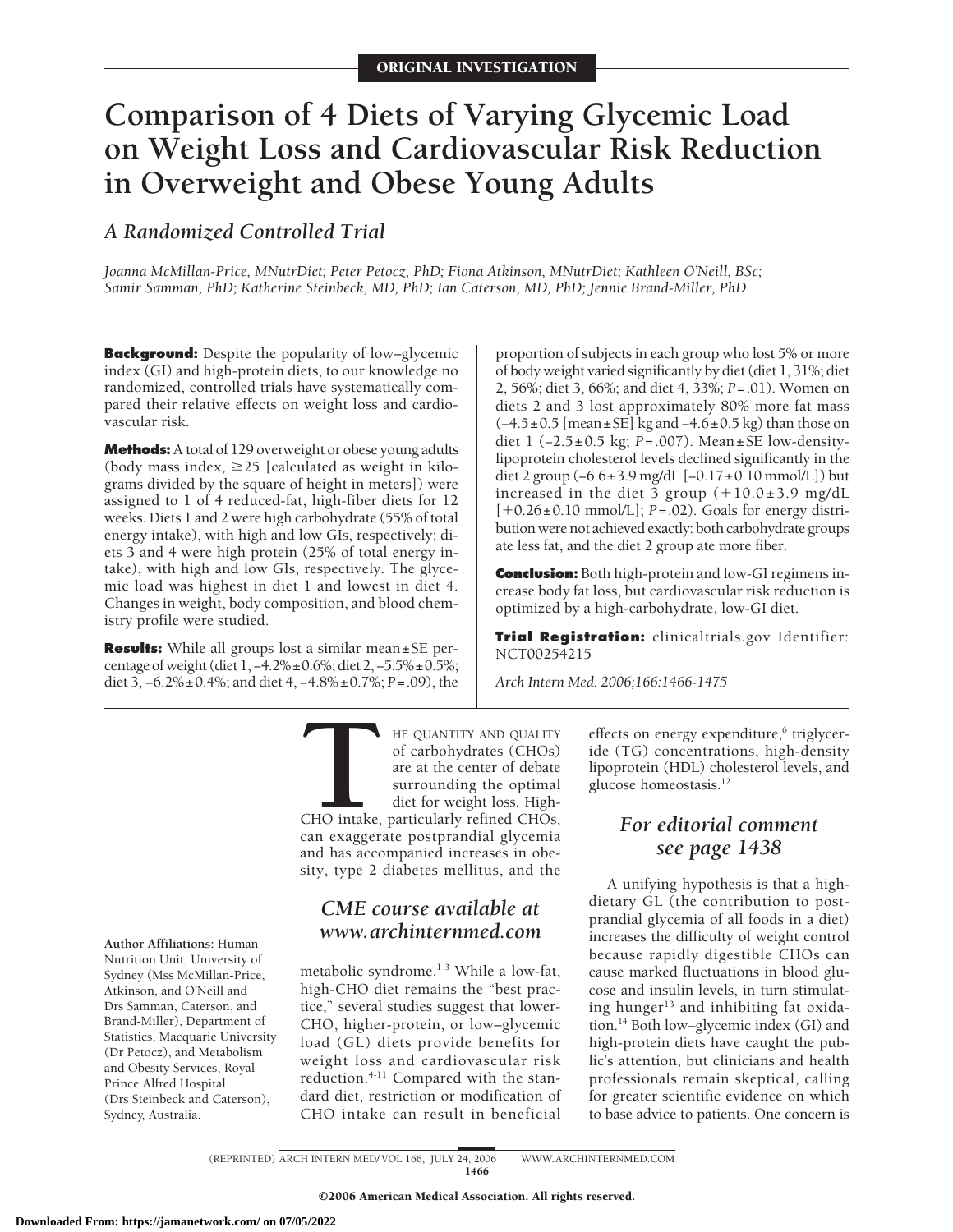ORIGINAL INVESTIGATION

# Comparison of 4 Diets of Varying Glycemic Load on Weight Loss and Cardiovascular Risk Reduction in Overweight and Obese Young Adults

## *A Randomized Controlled Trial*

*Joanna McMillan-Price, MNutrDiet; Peter Petocz, PhD; Fiona Atkinson, MNutrDiet; Kathleen O'Neill, BSc; Samir Samman, PhD; Katherine Steinbeck, MD, PhD; Ian Caterson, MD, PhD; Jennie Brand-Miller, PhD*

**Background:** Despite the popularity of low–glycemic index (GI) and high-protein diets, to our knowledge no randomized, controlled trials have systematically compared their relative effects on weight loss and cardiovascular risk.

**Methods:** A total of 129 overweight or obese young adults (body mass index, ≥25 [calculated as weight in kilograms divided by the square of height in meters]) were assigned to 1 of 4 reduced-fat, high-fiber diets for 12 weeks. Diets 1 and 2 were high carbohydrate (55% of total energy intake), with high and low GIs, respectively; diets 3 and 4 were high protein (25% of total energy intake), with high and low GIs, respectively. The glycemic load was highest in diet 1 and lowest in diet 4. Changes in weight, body composition, and blood chemistry profile were studied.

**Results:** While all groups lost a similar mean±SE percentage of weight (diet 1, −4.2%±0.6%; diet 2, −5.5%±0.5%; diet 3, −6.2%±0.4%; and diet 4, −4.8%±0.7%; $P=.09$), the proportion of subjects in each group who lost 5% or more of body weight varied significantly by diet (diet 1, 31%; diet 2, 56%; diet 3, 66%; and diet 4, 33%; $P=.01$). Women on diets 2 and 3 lost approximately 80% more fat mass (−4.5±0.5 [mean±SE] kg and −4.6±0.5 kg) than those on diet 1 (−2.5±0.5 kg; $P=.007$). Mean±SE low-density-lipoprotein cholesterol levels declined significantly in the diet 2 group (−6.6±3.9 mg/dL [−0.17±0.10 mmol/L]) but increased in the diet 3 group (+10.0±3.9 mg/dL [+0.26±0.10 mmol/L]; $P=.02$). Goals for energy distribution were not achieved exactly: both carbohydrate groups ate less fat, and the diet 2 group ate more fiber.

**Conclusion:** Both high-protein and low-GI regimens increase body fat loss, but cardiovascular risk reduction is optimized by a high-carbohydrate, low-GI diet.

**Trial Registration:** clinicaltrials.gov Identifier: NCT00254215

*Arch Intern Med. 2006;166:1466-1475*

THE QUANTITY AND QUALITY of carbohydrates (CHOs) are at the center of debate surrounding the optimal diet for weight loss. High-CHO intake, particularly refined CHOs, can exaggerate postprandial glycemia and has accompanied increases in obesity, type 2 diabetes mellitus, and the metabolic syndrome.[1-3] While a low-fat, high-CHO diet remains the "best practice," several studies suggest that lower-CHO, higher-protein, or low–glycemic load (GL) diets provide benefits for weight loss and cardiovascular risk reduction.[4-11] Compared with the standard diet, restriction or modification of CHO intake can result in beneficial effects on energy expenditure,[6] triglyceride (TG) concentrations, high-density lipoprotein (HDL) cholesterol levels, and glucose homeostasis.[12]

*CME course available at www.archinternmed.com*

*For editorial comment see page 1438*

A unifying hypothesis is that a high-dietary GL (the contribution to postprandial glycemia of all foods in a diet) increases the difficulty of weight control because rapidly digestible CHOs can cause marked fluctuations in blood glucose and insulin levels, in turn stimulating hunger[13] and inhibiting fat oxidation.[14] Both low–glycemic index (GI) and high-protein diets have caught the public's attention, but clinicians and health professionals remain skeptical, calling for greater scientific evidence on which to base advice to patients. One concern is

**Author Affiliations:** Human Nutrition Unit, University of Sydney (Mss McMillan-Price, Atkinson, and O'Neill and Drs Samman, Caterson, and Brand-Miller), Department of Statistics, Macquarie University (Dr Petocz), and Metabolism and Obesity Services, Royal Prince Alfred Hospital (Drs Steinbeck and Caterson), Sydney, Australia.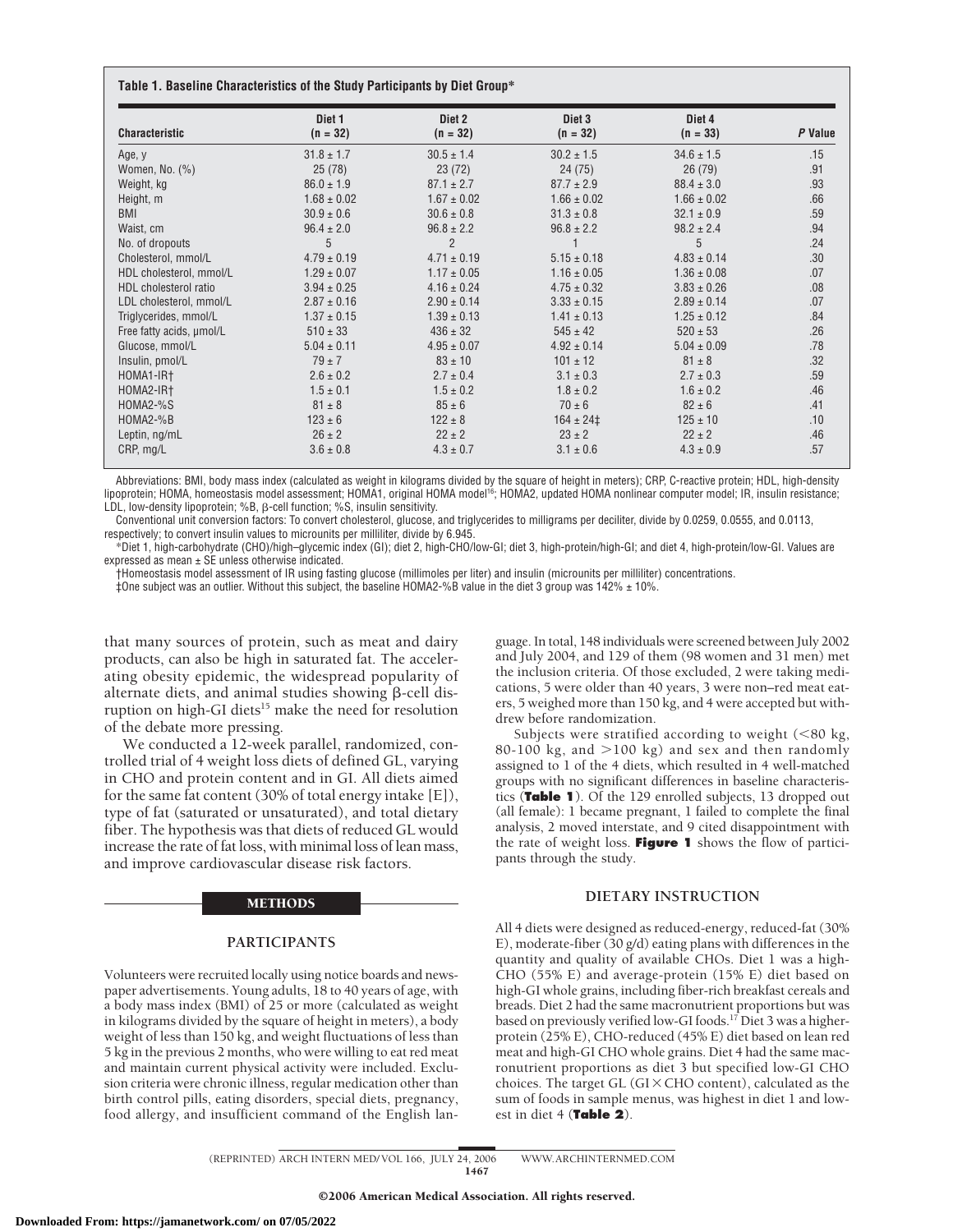**Table 1. Baseline Characteristics of the Study Participants by Diet Group***

| Characteristic | Diet 1 (n = 32) | Diet 2 (n = 32) | Diet 3 (n = 32) | Diet 4 (n = 33) | P Value |
|---|---|---|---|---|---|
| Age, y | 31.8 ± 1.7 | 30.5 ± 1.4 | 30.2 ± 1.5 | 34.6 ± 1.5 | .15 |
| Women, No. (%) | 25 (78) | 23 (72) | 24 (75) | 26 (79) | .91 |
| Weight, kg | 86.0 ± 1.9 | 87.1 ± 2.7 | 87.7 ± 2.9 | 88.4 ± 3.0 | .93 |
| Height, m | 1.68 ± 0.02 | 1.67 ± 0.02 | 1.66 ± 0.02 | 1.66 ± 0.02 | .66 |
| BMI | 30.9 ± 0.6 | 30.6 ± 0.8 | 31.3 ± 0.8 | 32.1 ± 0.9 | .59 |
| Waist, cm | 96.4 ± 2.0 | 96.8 ± 2.2 | 96.8 ± 2.2 | 98.2 ± 2.4 | .94 |
| No. of dropouts | 5 | 2 | 1 | 5 | .24 |
| Cholesterol, mmol/L | 4.79 ± 0.19 | 4.71 ± 0.19 | 5.15 ± 0.18 | 4.83 ± 0.14 | .30 |
| HDL cholesterol, mmol/L | 1.29 ± 0.07 | 1.17 ± 0.05 | 1.16 ± 0.05 | 1.36 ± 0.08 | .07 |
| HDL cholesterol ratio | 3.94 ± 0.25 | 4.16 ± 0.24 | 4.75 ± 0.32 | 3.83 ± 0.26 | .08 |
| LDL cholesterol, mmol/L | 2.87 ± 0.16 | 2.90 ± 0.14 | 3.33 ± 0.15 | 2.89 ± 0.14 | .07 |
| Triglycerides, mmol/L | 1.37 ± 0.15 | 1.39 ± 0.13 | 1.41 ± 0.13 | 1.25 ± 0.12 | .84 |
| Free fatty acids, μmol/L | 510 ± 33 | 436 ± 32 | 545 ± 42 | 520 ± 53 | .26 |
| Glucose, mmol/L | 5.04 ± 0.11 | 4.95 ± 0.07 | 4.92 ± 0.14 | 5.04 ± 0.09 | .78 |
| Insulin, pmol/L | 79 ± 7 | 83 ± 10 | 101 ± 12 | 81 ± 8 | .32 |
| HOMA1-IR† | 2.6 ± 0.2 | 2.7 ± 0.4 | 3.1 ± 0.3 | 2.7 ± 0.3 | .59 |
| HOMA2-IR† | 1.5 ± 0.1 | 1.5 ± 0.2 | 1.8 ± 0.2 | 1.6 ± 0.2 | .46 |
| HOMA2-%S | 81 ± 8 | 85 ± 6 | 70 ± 6 | 82 ± 6 | .41 |
| HOMA2-%B | 123 ± 6 | 122 ± 8 | 164 ± 24‡ | 125 ± 10 | .10 |
| Leptin, ng/mL | 26 ± 2 | 22 ± 2 | 23 ± 2 | 22 ± 2 | .46 |
| CRP, mg/L | 3.6 ± 0.8 | 4.3 ± 0.7 | 3.1 ± 0.6 | 4.3 ± 0.9 | .57 |

Abbreviations: BMI, body mass index (calculated as weight in kilograms divided by the square of height in meters); CRP, C-reactive protein; HDL, high-density lipoprotein; HOMA, homeostasis model assessment; HOMA1, original HOMA model[16]; HOMA2, updated HOMA nonlinear computer model; IR, insulin resistance; LDL, low-density lipoprotein; %B, β-cell function; %S, insulin sensitivity.

Conventional unit conversion factors: To convert cholesterol, glucose, and triglycerides to milligrams per deciliter, divide by 0.0259, 0.0555, and 0.0113, respectively; to convert insulin values to microunits per milliliter, divide by 6.945.

*Diet 1, high-carbohydrate (CHO)/high–glycemic index (GI); diet 2, high-CHO/low-GI; diet 3, high-protein/high-GI; and diet 4, high-protein/low-GI. Values are expressed as mean ± SE unless otherwise indicated.

†Homeostasis model assessment of IR using fasting glucose (millimoles per liter) and insulin (microunits per milliliter) concentrations.

‡One subject was an outlier. Without this subject, the baseline HOMA2-%B value in the diet 3 group was 142% ± 10%.

that many sources of protein, such as meat and dairy products, can also be high in saturated fat. The accelerating obesity epidemic, the widespread popularity of alternate diets, and animal studies showing β-cell disruption on high-GI diets[15] make the need for resolution of the debate more pressing.

We conducted a 12-week parallel, randomized, controlled trial of 4 weight loss diets of defined GL, varying in CHO and protein content and in GI. All diets aimed for the same fat content (30% of total energy intake [E]), type of fat (saturated or unsaturated), and total dietary fiber. The hypothesis was that diets of reduced GL would increase the rate of fat loss, with minimal loss of lean mass, and improve cardiovascular disease risk factors.

## METHODS

### PARTICIPANTS

Volunteers were recruited locally using notice boards and newspaper advertisements. Young adults, 18 to 40 years of age, with a body mass index (BMI) of 25 or more (calculated as weight in kilograms divided by the square of height in meters), a body weight of less than 150 kg, and weight fluctuations of less than 5 kg in the previous 2 months, who were willing to eat red meat and maintain current physical activity were included. Exclusion criteria were chronic illness, regular medication other than birth control pills, eating disorders, special diets, pregnancy, food allergy, and insufficient command of the English language. In total, 148 individuals were screened between July 2002 and July 2004, and 129 of them (98 women and 31 men) met the inclusion criteria. Of those excluded, 2 were taking medications, 5 were older than 40 years, 3 were non–red meat eaters, 5 weighed more than 150 kg, and 4 were accepted but withdrew before randomization.

Subjects were stratified according to weight (<80 kg, 80-100 kg, and >100 kg) and sex and then randomly assigned to 1 of the 4 diets, which resulted in 4 well-matched groups with no significant differences in baseline characteristics (**Table 1**). Of the 129 enrolled subjects, 13 dropped out (all female): 1 became pregnant, 1 failed to complete the final analysis, 2 moved interstate, and 9 cited disappointment with the rate of weight loss. **Figure 1** shows the flow of participants through the study.

### DIETARY INSTRUCTION

All 4 diets were designed as reduced-energy, reduced-fat (30% E), moderate-fiber (30 g/d) eating plans with differences in the quantity and quality of available CHOs. Diet 1 was a high-CHO (55% E) and average-protein (15% E) diet based on high-GI whole grains, including fiber-rich breakfast cereals and breads. Diet 2 had the same macronutrient proportions but was based on previously verified low-GI foods.[17] Diet 3 was a higher-protein (25% E), CHO-reduced (45% E) diet based on lean red meat and high-GI CHO whole grains. Diet 4 had the same macronutrient proportions as diet 3 but specified low-GI CHO choices. The target GL (GI × CHO content), calculated as the sum of foods in sample menus, was highest in diet 1 and lowest in diet 4 (**Table 2**).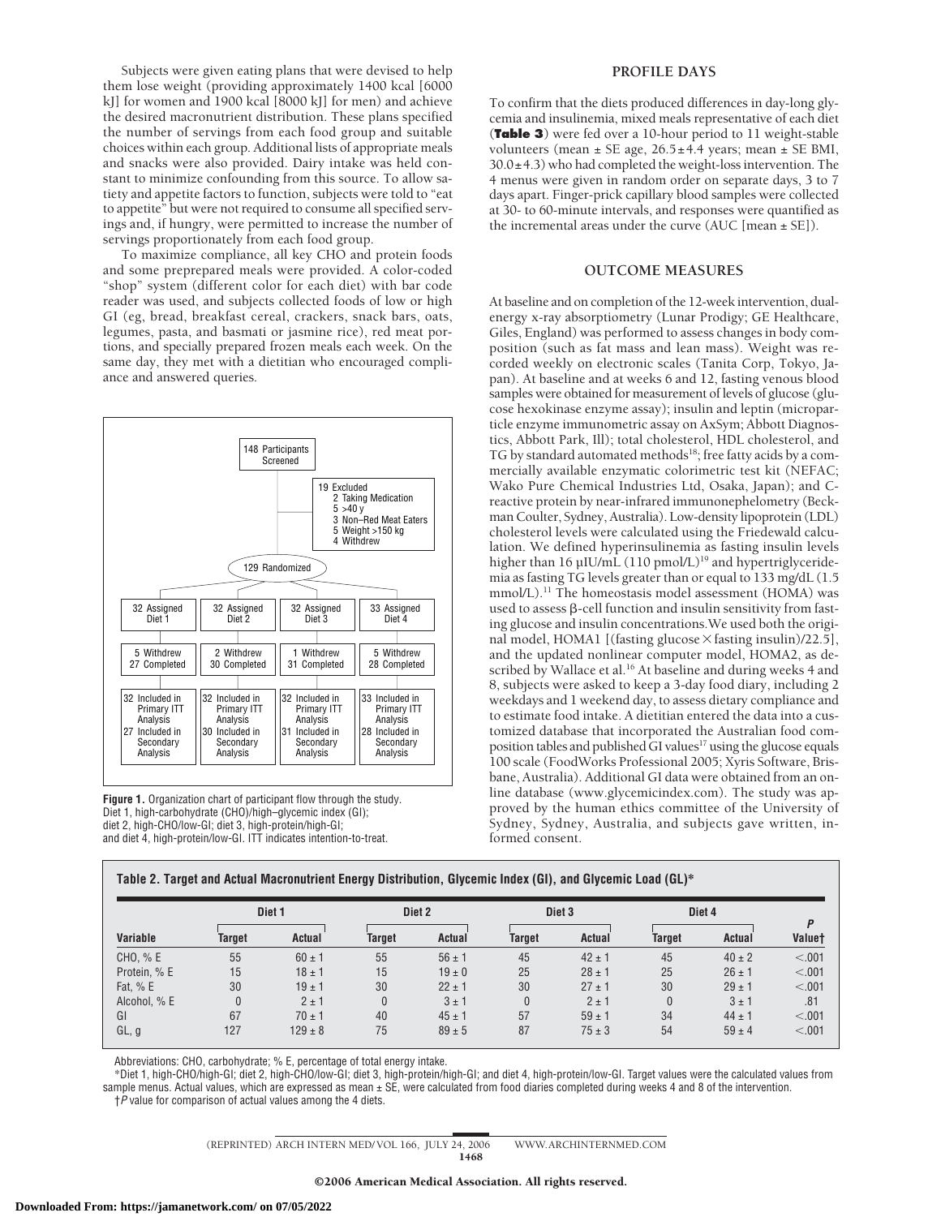Subjects were given eating plans that were devised to help them lose weight (providing approximately 1400 kcal [6000 kJ] for women and 1900 kcal [8000 kJ] for men) and achieve the desired macronutrient distribution. These plans specified the number of servings from each food group and suitable choices within each group. Additional lists of appropriate meals and snacks were also provided. Dairy intake was held constant to minimize confounding from this source. To allow satiety and appetite factors to function, subjects were told to "eat to appetite" but were not required to consume all specified servings and, if hungry, were permitted to increase the number of servings proportionately from each food group.

To maximize compliance, all key CHO and protein foods and some preprepared meals were provided. A color-coded "shop" system (different color for each diet) with bar code reader was used, and subjects collected foods of low or high GI (eg, bread, breakfast cereal, crackers, snack bars, oats, legumes, pasta, and basmati or jasmine rice), red meat portions, and specially prepared frozen meals each week. On the same day, they met with a dietitian who encouraged compliance and answered queries.

148 Participants Screened

19 Excluded
- 2 Taking Medication
- 5 >40 y
- 3 Non–Red Meat Eaters
- 5 Weight >150 kg
- 4 Withdrew

129 Randomized

| Diet 1 | Diet 2 | Diet 3 | Diet 4 |
|---|---|---|---|
| 32 Assigned Diet 1 | 32 Assigned Diet 2 | 32 Assigned Diet 3 | 33 Assigned Diet 4 |
| 5 Withdrew, 27 Completed | 2 Withdrew, 30 Completed | 1 Withdrew, 31 Completed | 5 Withdrew, 28 Completed |
| 32 Included in Primary ITT Analysis; 27 Included in Secondary Analysis | 32 Included in Primary ITT Analysis; 30 Included in Secondary Analysis | 32 Included in Primary ITT Analysis; 31 Included in Secondary Analysis | 33 Included in Primary ITT Analysis; 28 Included in Secondary Analysis |

**Figure 1.** Organization chart of participant flow through the study. Diet 1, high-carbohydrate (CHO)/high–glycemic index (GI); diet 2, high-CHO/low-GI; diet 3, high-protein/high-GI; and diet 4, high-protein/low-GI. ITT indicates intention-to-treat.

## PROFILE DAYS

To confirm that the diets produced differences in day-long glycemia and insulinemia, mixed meals representative of each diet (**Table 3**) were fed over a 10-hour period to 11 weight-stable volunteers (mean ± SE age, 26.5±4.4 years; mean ± SE BMI, 30.0±4.3) who had completed the weight-loss intervention. The 4 menus were given in random order on separate days, 3 to 7 days apart. Finger-prick capillary blood samples were collected at 30- to 60-minute intervals, and responses were quantified as the incremental areas under the curve (AUC [mean ± SE]).

## OUTCOME MEASURES

At baseline and on completion of the 12-week intervention, dual-energy x-ray absorptiometry (Lunar Prodigy; GE Healthcare, Giles, England) was performed to assess changes in body composition (such as fat mass and lean mass). Weight was recorded weekly on electronic scales (Tanita Corp, Tokyo, Japan). At baseline and at weeks 6 and 12, fasting venous blood samples were obtained for measurement of levels of glucose (glucose hexokinase enzyme assay); insulin and leptin (microparticle enzyme immunometric assay on AxSym; Abbott Diagnostics, Abbott Park, Ill); total cholesterol, HDL cholesterol, and TG by standard automated methods[18]; free fatty acids by a commercially available enzymatic colorimetric test kit (NEFAC; Wako Pure Chemical Industries Ltd, Osaka, Japan); and C-reactive protein by near-infrared immunonephelometry (Beckman Coulter, Sydney, Australia). Low-density lipoprotein (LDL) cholesterol levels were calculated using the Friedewald calculation. We defined hyperinsulinemia as fasting insulin levels higher than 16 μIU/mL (110 pmol/L)[19] and hypertriglyceridemia as fasting TG levels greater than or equal to 133 mg/dL (1.5 mmol/L).[11] The homeostasis model assessment (HOMA) was used to assess β-cell function and insulin sensitivity from fasting glucose and insulin concentrations. We used both the original model, HOMA1 [(fasting glucose × fasting insulin)/22.5], and the updated nonlinear computer model, HOMA2, as described by Wallace et al.[16] At baseline and during weeks 4 and 8, subjects were asked to keep a 3-day food diary, including 2 weekdays and 1 weekend day, to assess dietary compliance and to estimate food intake. A dietitian entered the data into a customized database that incorporated the Australian food composition tables and published GI values[17] using the glucose equals 100 scale (FoodWorks Professional 2005; Xyris Software, Brisbane, Australia). Additional GI data were obtained from an online database (www.glycemicindex.com). The study was approved by the human ethics committee of the University of Sydney, Sydney, Australia, and subjects gave written, informed consent.

**Table 2. Target and Actual Macronutrient Energy Distribution, Glycemic Index (GI), and Glycemic Load (GL)***

| | Diet 1 | | Diet 2 | | Diet 3 | | Diet 4 | | |
|---|---|---|---|---|---|---|---|---|---|
| Variable | Target | Actual | Target | Actual | Target | Actual | Target | Actual | P Value† |
| CHO, % E | 55 | 60 ± 1 | 55 | 56 ± 1 | 45 | 42 ± 1 | 45 | 40 ± 2 | <.001 |
| Protein, % E | 15 | 18 ± 1 | 15 | 19 ± 0 | 25 | 28 ± 1 | 25 | 26 ± 1 | <.001 |
| Fat, % E | 30 | 19 ± 1 | 30 | 22 ± 1 | 30 | 27 ± 1 | 30 | 29 ± 1 | <.001 |
| Alcohol, % E | 0 | 2 ± 1 | 0 | 3 ± 1 | 0 | 2 ± 1 | 0 | 3 ± 1 | .81 |
| GI | 67 | 70 ± 1 | 40 | 45 ± 1 | 57 | 59 ± 1 | 34 | 44 ± 1 | <.001 |
| GL, g | 127 | 129 ± 8 | 75 | 89 ± 5 | 87 | 75 ± 3 | 54 | 59 ± 4 | <.001 |

Abbreviations: CHO, carbohydrate; % E, percentage of total energy intake.

*Diet 1, high-CHO/high-GI; diet 2, high-CHO/low-GI; diet 3, high-protein/high-GI; and diet 4, high-protein/low-GI. Target values were the calculated values from sample menus. Actual values, which are expressed as mean ± SE, were calculated from food diaries completed during weeks 4 and 8 of the intervention.

†*P* value for comparison of actual values among the 4 diets.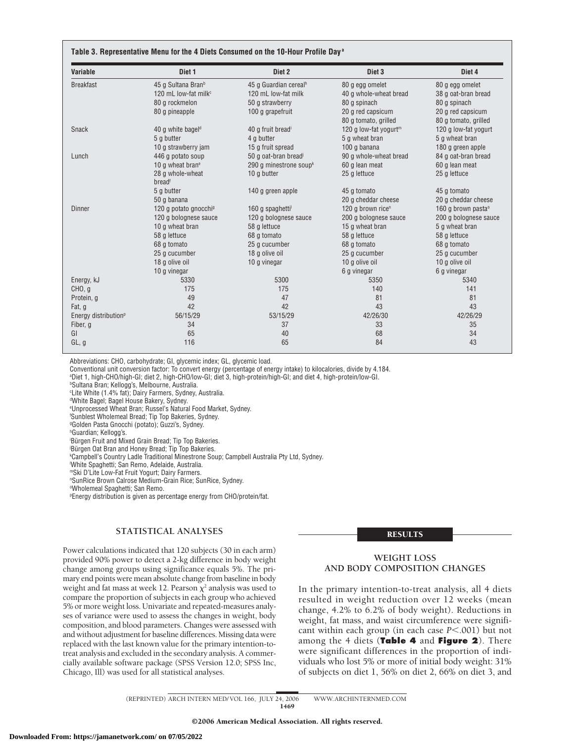**Table 3. Representative Menu for the 4 Diets Consumed on the 10-Hour Profile Day**[a]

| Variable | Diet 1 | Diet 2 | Diet 3 | Diet 4 |
|---|---|---|---|---|
| Breakfast | 45 g Sultana Bran[b] | 45 g Guardian cereal[h] | 80 g egg omelet | 80 g egg omelet |
| | 120 mL low-fat milk[c] | 120 mL low-fat milk | 40 g whole-wheat bread | 38 g oat-bran bread |
| | 80 g rockmelon | 50 g strawberry | 80 g spinach | 80 g spinach |
| | 80 g pineapple | 100 g grapefruit | 20 g red capsicum | 20 g red capsicum |
| | | | 80 g tomato, grilled | 80 g tomato, grilled |
| Snack | 40 g white bagel[d] | 40 g fruit bread[i] | 120 g low-fat yogurt[m] | 120 g low-fat yogurt |
| | 5 g butter | 4 g butter | 5 g wheat bran | 5 g wheat bran |
| | 10 g strawberry jam | 15 g fruit spread | 100 g banana | 180 g green apple |
| Lunch | 446 g potato soup | 50 g oat-bran bread[j] | 90 g whole-wheat bread | 84 g oat-bran bread |
| | 10 g wheat bran[e] | 290 g minestrone soup[k] | 60 g lean meat | 60 g lean meat |
| | 28 g whole-wheat bread[f] | 10 g butter | 25 g lettuce | 25 g lettuce |
| | 5 g butter | 140 g green apple | 45 g tomato | 45 g tomato |
| | 50 g banana | | 20 g cheddar cheese | 20 g cheddar cheese |
| Dinner | 120 g potato gnocchi[g] | 160 g spaghetti[l] | 120 g brown rice[n] | 160 g brown pasta[o] |
| | 120 g bolognese sauce | 120 g bolognese sauce | 200 g bolognese sauce | 200 g bolognese sauce |
| | 10 g wheat bran | 58 g lettuce | 15 g wheat bran | 5 g wheat bran |
| | 58 g lettuce | 68 g tomato | 58 g lettuce | 58 g lettuce |
| | 68 g tomato | 25 g cucumber | 68 g tomato | 68 g tomato |
| | 25 g cucumber | 18 g olive oil | 25 g cucumber | 25 g cucumber |
| | 18 g olive oil | 10 g vinegar | 10 g olive oil | 10 g olive oil |
| | 10 g vinegar | | 6 g vinegar | 6 g vinegar |
| Energy, kJ | 5330 | 5300 | 5350 | 5340 |
| CHO, g | 175 | 175 | 140 | 141 |
| Protein, g | 49 | 47 | 81 | 81 |
| Fat, g | 42 | 42 | 43 | 43 |
| Energy distribution[p] | 56/15/29 | 53/15/29 | 42/26/30 | 42/26/29 |
| Fiber, g | 34 | 37 | 33 | 35 |
| GI | 65 | 40 | 68 | 34 |
| GL, g | 116 | 65 | 84 | 43 |

Abbreviations: CHO, carbohydrate; GI, glycemic index; GL, glycemic load.

Conventional unit conversion factor: To convert energy (percentage of energy intake) to kilocalories, divide by 4.184.

[a]Diet 1, high-CHO/high-GI; diet 2, high-CHO/low-GI; diet 3, high-protein/high-GI; and diet 4, high-protein/low-GI.

[b]Sultana Bran; Kellogg's, Melbourne, Australia.

[c]Lite White (1.4% fat); Dairy Farmers, Sydney, Australia.

[d]White Bagel; Bagel House Bakery, Sydney.

[e]Unprocessed Wheat Bran; Russel's Natural Food Market, Sydney.

[f]Sunblest Wholemeal Bread; Tip Top Bakeries, Sydney.

[g]Golden Pasta Gnocchi (potato); Guzzi's, Sydney.

[h]Guardian; Kellogg's.

[i]Bürgen Fruit and Mixed Grain Bread; Tip Top Bakeries.

[j]Bürgen Oat Bran and Honey Bread; Tip Top Bakeries.

[k]Campbell's Country Ladle Traditional Minestrone Soup; Campbell Australia Pty Ltd, Sydney.

[l]White Spaghetti; San Remo, Adelaide, Australia.

[m]Ski D'Lite Low-Fat Fruit Yogurt; Dairy Farmers.

[n]SunRice Brown Calrose Medium-Grain Rice; SunRice, Sydney.

[o]Wholemeal Spaghetti; San Remo.

[p]Energy distribution is given as percentage energy from CHO/protein/fat.

## STATISTICAL ANALYSES

Power calculations indicated that 120 subjects (30 in each arm) provided 90% power to detect a 2-kg difference in body weight change among groups using significance equals 5%. The primary end points were mean absolute change from baseline in body weight and fat mass at week 12. Pearson $\chi^2$ analysis was used to compare the proportion of subjects in each group who achieved 5% or more weight loss. Univariate and repeated-measures analyses of variance were used to assess the changes in weight, body composition, and blood parameters. Changes were assessed with and without adjustment for baseline differences. Missing data were replaced with the last known value for the primary intention-to-treat analysis and excluded in the secondary analysis. A commercially available software package (SPSS Version 12.0; SPSS Inc, Chicago, Ill) was used for all statistical analyses.

## RESULTS

### WEIGHT LOSS AND BODY COMPOSITION CHANGES

In the primary intention-to-treat analysis, all 4 diets resulted in weight reduction over 12 weeks (mean change, 4.2% to 6.2% of body weight). Reductions in weight, fat mass, and waist circumference were significant within each group (in each case $P < .001$) but not among the 4 diets (**Table 4** and **Figure 2**). There were significant differences in the proportion of individuals who lost 5% or more of initial body weight: 31% of subjects on diet 1, 56% on diet 2, 66% on diet 3, and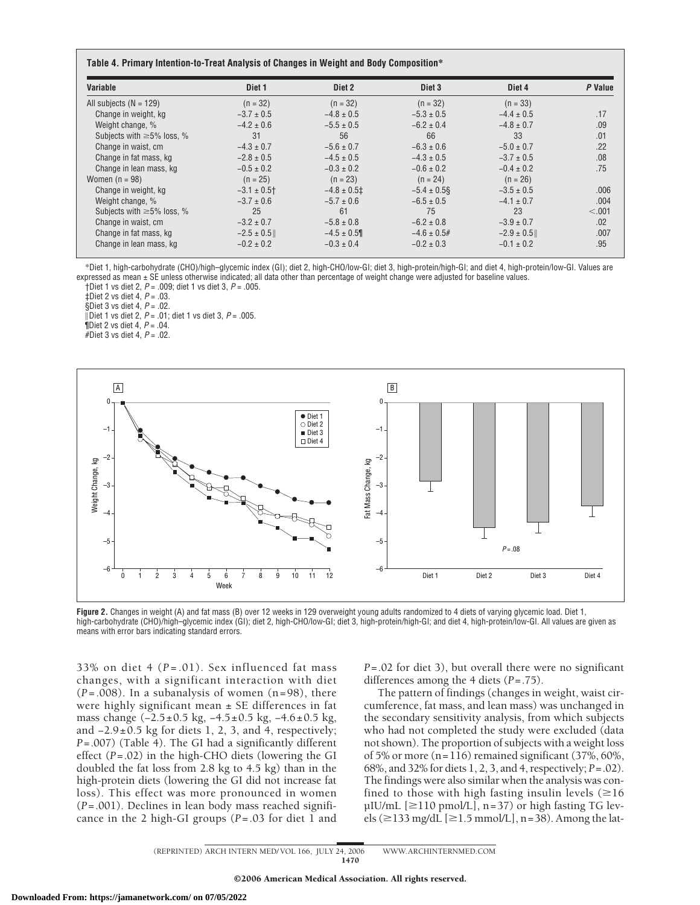**Table 4. Primary Intention-to-Treat Analysis of Changes in Weight and Body Composition***

| Variable | Diet 1 | Diet 2 | Diet 3 | Diet 4 | *P* Value |
|---|---|---|---|---|---|
| All subjects (N = 129) | (n = 32) | (n = 32) | (n = 32) | (n = 33) | |
| Change in weight, kg | −3.7 ± 0.5 | −4.8 ± 0.5 | −5.3 ± 0.5 | −4.4 ± 0.5 | .17 |
| Weight change, % | −4.2 ± 0.6 | −5.5 ± 0.5 | −6.2 ± 0.4 | −4.8 ± 0.7 | .09 |
| Subjects with ≥5% loss, % | 31 | 56 | 66 | 33 | .01 |
| Change in waist, cm | −4.3 ± 0.7 | −5.6 ± 0.7 | −6.3 ± 0.6 | −5.0 ± 0.7 | .22 |
| Change in fat mass, kg | −2.8 ± 0.5 | −4.5 ± 0.5 | −4.3 ± 0.5 | −3.7 ± 0.5 | .08 |
| Change in lean mass, kg | −0.5 ± 0.2 | −0.3 ± 0.2 | −0.6 ± 0.2 | −0.4 ± 0.2 | .75 |
| Women (n = 98) | (n = 25) | (n = 23) | (n = 24) | (n = 26) | |
| Change in weight, kg | −3.1 ± 0.5† | −4.8 ± 0.5‡ | −5.4 ± 0.5§ | −3.5 ± 0.5 | .006 |
| Weight change, % | −3.7 ± 0.6 | −5.7 ± 0.6 | −6.5 ± 0.5 | −4.1 ± 0.7 | .004 |
| Subjects with ≥5% loss, % | 25 | 61 | 75 | 23 | <.001 |
| Change in waist, cm | −3.2 ± 0.7 | −5.8 ± 0.8 | −6.2 ± 0.8 | −3.9 ± 0.7 | .02 |
| Change in fat mass, kg | −2.5 ± 0.5‖ | −4.5 ± 0.5¶ | −4.6 ± 0.5# | −2.9 ± 0.5‖ | .007 |
| Change in lean mass, kg | −0.2 ± 0.2 | −0.3 ± 0.4 | −0.2 ± 0.3 | −0.1 ± 0.2 | .95 |

*Diet 1, high-carbohydrate (CHO)/high–glycemic index (GI); diet 2, high-CHO/low-GI; diet 3, high-protein/high-GI; and diet 4, high-protein/low-GI. Values are expressed as mean ± SE unless otherwise indicated; all data other than percentage of weight change were adjusted for baseline values.

†Diet 1 vs diet 2, *P* = .009; diet 1 vs diet 3, *P* = .005.

‡Diet 2 vs diet 4, *P* = .03.

§Diet 3 vs diet 4, *P* = .02.

‖Diet 1 vs diet 2, *P* = .01; diet 1 vs diet 3, *P* = .005.

¶Diet 2 vs diet 4, *P* = .04.

#Diet 3 vs diet 4, *P* = .02.

**Figure 2.** Changes in weight (A) and fat mass (B) over 12 weeks in 129 overweight young adults randomized to 4 diets of varying glycemic load. Diet 1, high-carbohydrate (CHO)/high–glycemic index (GI); diet 2, high-CHO/low-GI; diet 3, high-protein/high-GI; and diet 4, high-protein/low-GI. All values are given as means with error bars indicating standard errors.

33% on diet 4 (*P*=.01). Sex influenced fat mass changes, with a significant interaction with diet (*P*=.008). In a subanalysis of women (n=98), there were highly significant mean ± SE differences in fat mass change (−2.5±0.5 kg, −4.5±0.5 kg, −4.6±0.5 kg, and −2.9±0.5 kg for diets 1, 2, 3, and 4, respectively; *P*=.007) (Table 4). The GI had a significantly different effect (*P*=.02) in the high-CHO diets (lowering the GI doubled the fat loss from 2.8 kg to 4.5 kg) than in the high-protein diets (lowering the GI did not increase fat loss). This effect was more pronounced in women (*P*=.001). Declines in lean body mass reached significance in the 2 high-GI groups (*P*=.03 for diet 1 and *P*=.02 for diet 3), but overall there were no significant differences among the 4 diets (*P*=.75).

The pattern of findings (changes in weight, waist circumference, fat mass, and lean mass) was unchanged in the secondary sensitivity analysis, from which subjects who had not completed the study were excluded (data not shown). The proportion of subjects with a weight loss of 5% or more (n=116) remained significant (37%, 60%, 68%, and 32% for diets 1, 2, 3, and 4, respectively; *P*=.02). The findings were also similar when the analysis was confined to those with high fasting insulin levels (≥16 μIU/mL [≥110 pmol/L], n=37) or high fasting TG levels (≥133 mg/dL [≥1.5 mmol/L], n=38). Among the lat-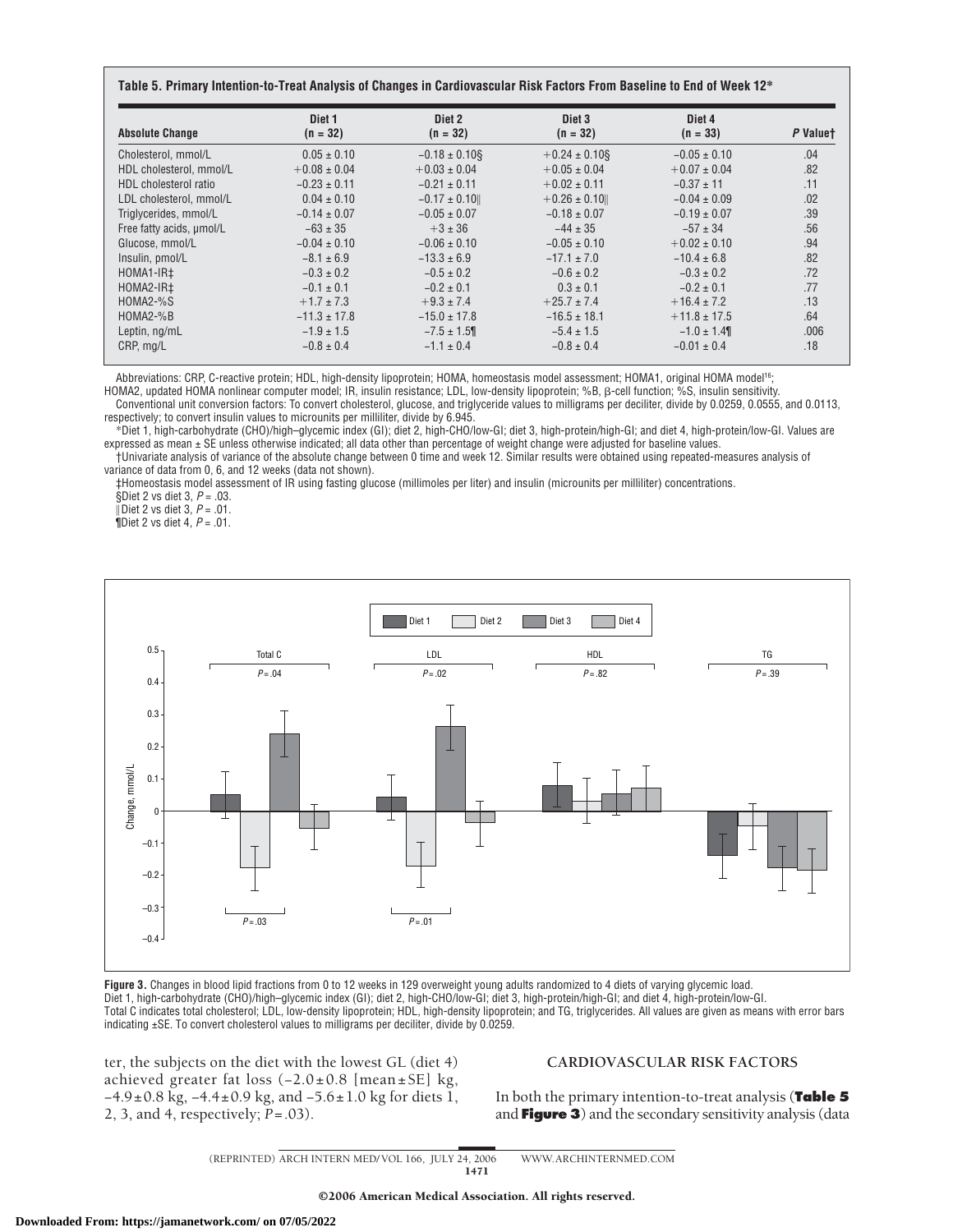**Table 5. Primary Intention-to-Treat Analysis of Changes in Cardiovascular Risk Factors From Baseline to End of Week 12***

| Absolute Change | Diet 1 (n = 32) | Diet 2 (n = 32) | Diet 3 (n = 32) | Diet 4 (n = 33) | *P* Value† |
|---|---|---|---|---|---|
| Cholesterol, mmol/L | 0.05 ± 0.10 | −0.18 ± 0.10§ | +0.24 ± 0.10§ | −0.05 ± 0.10 | .04 |
| HDL cholesterol, mmol/L | +0.08 ± 0.04 | +0.03 ± 0.04 | +0.05 ± 0.04 | +0.07 ± 0.04 | .82 |
| HDL cholesterol ratio | −0.23 ± 0.11 | −0.21 ± 0.11 | +0.02 ± 0.11 | −0.37 ± 11 | .11 |
| LDL cholesterol, mmol/L | 0.04 ± 0.10 | −0.17 ± 0.10‖ | +0.26 ± 0.10‖ | −0.04 ± 0.09 | .02 |
| Triglycerides, mmol/L | −0.14 ± 0.07 | −0.05 ± 0.07 | −0.18 ± 0.07 | −0.19 ± 0.07 | .39 |
| Free fatty acids, μmol/L | −63 ± 35 | +3 ± 36 | −44 ± 35 | −57 ± 34 | .56 |
| Glucose, mmol/L | −0.04 ± 0.10 | −0.06 ± 0.10 | −0.05 ± 0.10 | +0.02 ± 0.10 | .94 |
| Insulin, pmol/L | −8.1 ± 6.9 | −13.3 ± 6.9 | −17.1 ± 7.0 | −10.4 ± 6.8 | .82 |
| HOMA1-IR‡ | −0.3 ± 0.2 | −0.5 ± 0.2 | −0.6 ± 0.2 | −0.3 ± 0.2 | .72 |
| HOMA2-IR‡ | −0.1 ± 0.1 | −0.2 ± 0.1 | 0.3 ± 0.1 | −0.2 ± 0.1 | .77 |
| HOMA2-%S | +1.7 ± 7.3 | +9.3 ± 7.4 | +25.7 ± 7.4 | +16.4 ± 7.2 | .13 |
| HOMA2-%B | −11.3 ± 17.8 | −15.0 ± 17.8 | −16.5 ± 18.1 | +11.8 ± 17.5 | .64 |
| Leptin, ng/mL | −1.9 ± 1.5 | −7.5 ± 1.5¶ | −5.4 ± 1.5 | −1.0 ± 1.4¶ | .006 |
| CRP, mg/L | −0.8 ± 0.4 | −1.1 ± 0.4 | −0.8 ± 0.4 | −0.01 ± 0.4 | .18 |

Abbreviations: CRP, C-reactive protein; HDL, high-density lipoprotein; HOMA, homeostasis model assessment; HOMA1, original HOMA model[16]; HOMA2, updated HOMA nonlinear computer model; IR, insulin resistance; LDL, low-density lipoprotein; %B, β-cell function; %S, insulin sensitivity.

Conventional unit conversion factors: To convert cholesterol, glucose, and triglyceride values to milligrams per deciliter, divide by 0.0259, 0.0555, and 0.0113, respectively; to convert insulin values to microunits per milliliter, divide by 6.945.

*Diet 1, high-carbohydrate (CHO)/high–glycemic index (GI); diet 2, high-CHO/low-GI; diet 3, high-protein/high-GI; and diet 4, high-protein/low-GI. Values are expressed as mean ± SE unless otherwise indicated; all data other than percentage of weight change were adjusted for baseline values.

†Univariate analysis of variance of the absolute change between 0 time and week 12. Similar results were obtained using repeated-measures analysis of variance of data from 0, 6, and 12 weeks (data not shown).

‡Homeostasis model assessment of IR using fasting glucose (millimoles per liter) and insulin (microunits per milliliter) concentrations.

§Diet 2 vs diet 3, *P* = .03.

‖Diet 2 vs diet 3, *P* = .01.

¶Diet 2 vs diet 4, *P* = .01.

**Figure 3.** Changes in blood lipid fractions from 0 to 12 weeks in 129 overweight young adults randomized to 4 diets of varying glycemic load. Diet 1, high-carbohydrate (CHO)/high–glycemic index (GI); diet 2, high-CHO/low-GI; diet 3, high-protein/high-GI; and diet 4, high-protein/low-GI. Total C indicates total cholesterol; LDL, low-density lipoprotein; HDL, high-density lipoprotein; and TG, triglycerides. All values are given as means with error bars indicating ±SE. To convert cholesterol values to milligrams per deciliter, divide by 0.0259.

ter, the subjects on the diet with the lowest GL (diet 4) achieved greater fat loss (−2.0 ± 0.8 [mean ± SE] kg, −4.9 ± 0.8 kg, −4.4 ± 0.9 kg, and −5.6 ± 1.0 kg for diets 1, 2, 3, and 4, respectively; *P* = .03).

### CARDIOVASCULAR RISK FACTORS

In both the primary intention-to-treat analysis (**Table 5** and **Figure 3**) and the secondary sensitivity analysis (data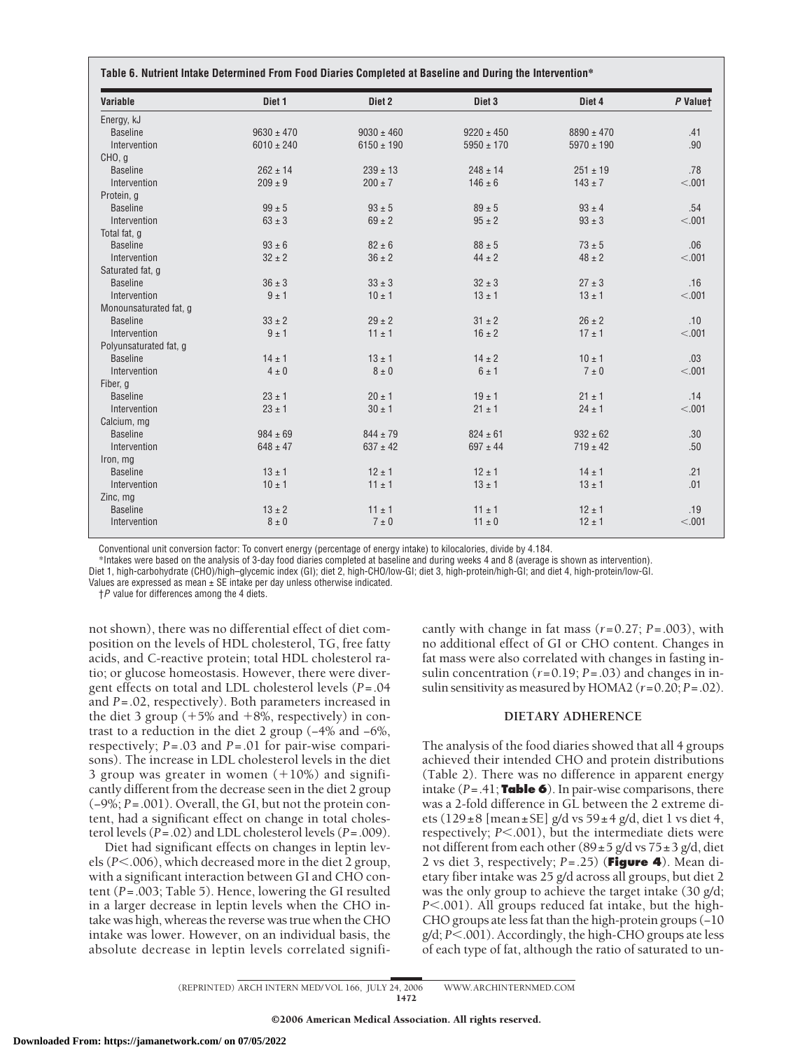**Table 6. Nutrient Intake Determined From Food Diaries Completed at Baseline and During the Intervention***

| Variable | Diet 1 | Diet 2 | Diet 3 | Diet 4 | *P* Value† |
|---|---|---|---|---|---|
| Energy, kJ | | | | | |
| Baseline | 9630 ± 470 | 9030 ± 460 | 9220 ± 450 | 8890 ± 470 | .41 |
| Intervention | 6010 ± 240 | 6150 ± 190 | 5950 ± 170 | 5970 ± 190 | .90 |
| CHO, g | | | | | |
| Baseline | 262 ± 14 | 239 ± 13 | 248 ± 14 | 251 ± 19 | .78 |
| Intervention | 209 ± 9 | 200 ± 7 | 146 ± 6 | 143 ± 7 | <.001 |
| Protein, g | | | | | |
| Baseline | 99 ± 5 | 93 ± 5 | 89 ± 5 | 93 ± 4 | .54 |
| Intervention | 63 ± 3 | 69 ± 2 | 95 ± 2 | 93 ± 3 | <.001 |
| Total fat, g | | | | | |
| Baseline | 93 ± 6 | 82 ± 6 | 88 ± 5 | 73 ± 5 | .06 |
| Intervention | 32 ± 2 | 36 ± 2 | 44 ± 2 | 48 ± 2 | <.001 |
| Saturated fat, g | | | | | |
| Baseline | 36 ± 3 | 33 ± 3 | 32 ± 3 | 27 ± 3 | .16 |
| Intervention | 9 ± 1 | 10 ± 1 | 13 ± 1 | 13 ± 1 | <.001 |
| Monounsaturated fat, g | | | | | |
| Baseline | 33 ± 2 | 29 ± 2 | 31 ± 2 | 26 ± 2 | .10 |
| Intervention | 9 ± 1 | 11 ± 1 | 16 ± 2 | 17 ± 1 | <.001 |
| Polyunsaturated fat, g | | | | | |
| Baseline | 14 ± 1 | 13 ± 1 | 14 ± 2 | 10 ± 1 | .03 |
| Intervention | 4 ± 0 | 8 ± 0 | 6 ± 1 | 7 ± 0 | <.001 |
| Fiber, g | | | | | |
| Baseline | 23 ± 1 | 20 ± 1 | 19 ± 1 | 21 ± 1 | .14 |
| Intervention | 23 ± 1 | 30 ± 1 | 21 ± 1 | 24 ± 1 | <.001 |
| Calcium, mg | | | | | |
| Baseline | 984 ± 69 | 844 ± 79 | 824 ± 61 | 932 ± 62 | .30 |
| Intervention | 648 ± 47 | 637 ± 42 | 697 ± 44 | 719 ± 42 | .50 |
| Iron, mg | | | | | |
| Baseline | 13 ± 1 | 12 ± 1 | 12 ± 1 | 14 ± 1 | .21 |
| Intervention | 10 ± 1 | 11 ± 1 | 13 ± 1 | 13 ± 1 | .01 |
| Zinc, mg | | | | | |
| Baseline | 13 ± 2 | 11 ± 1 | 11 ± 1 | 12 ± 1 | .19 |
| Intervention | 8 ± 0 | 7 ± 0 | 11 ± 0 | 12 ± 1 | <.001 |

Conventional unit conversion factor: To convert energy (percentage of energy intake) to kilocalories, divide by 4.184.

*Intakes were based on the analysis of 3-day food diaries completed at baseline and during weeks 4 and 8 (average is shown as intervention). Diet 1, high-carbohydrate (CHO)/high–glycemic index (GI); diet 2, high-CHO/low-GI; diet 3, high-protein/high-GI; and diet 4, high-protein/low-GI. Values are expressed as mean ± SE intake per day unless otherwise indicated.

†*P* value for differences among the 4 diets.

not shown), there was no differential effect of diet composition on the levels of HDL cholesterol, TG, free fatty acids, and C-reactive protein; total HDL cholesterol ratio; or glucose homeostasis. However, there were divergent effects on total and LDL cholesterol levels ($P = .04$ and $P = .02$, respectively). Both parameters increased in the diet 3 group (+5% and +8%, respectively) in contrast to a reduction in the diet 2 group (–4% and –6%, respectively; $P = .03$ and $P = .01$ for pair-wise comparisons). The increase in LDL cholesterol levels in the diet 3 group was greater in women (+10%) and significantly different from the decrease seen in the diet 2 group (–9%; $P = .001$). Overall, the GI, but not the protein content, had a significant effect on change in total cholesterol levels ($P = .02$) and LDL cholesterol levels ($P = .009$).

Diet had significant effects on changes in leptin levels ($P < .006$), which decreased more in the diet 2 group, with a significant interaction between GI and CHO content ($P = .003$; Table 5). Hence, lowering the GI resulted in a larger decrease in leptin levels when the CHO intake was high, whereas the reverse was true when the CHO intake was lower. However, on an individual basis, the absolute decrease in leptin levels correlated significantly with change in fat mass ($r = 0.27$; $P = .003$), with no additional effect of GI or CHO content. Changes in fat mass were also correlated with changes in fasting insulin concentration ($r = 0.19$; $P = .03$) and changes in insulin sensitivity as measured by HOMA2 ($r = 0.20$; $P = .02$).

## DIETARY ADHERENCE

The analysis of the food diaries showed that all 4 groups achieved their intended CHO and protein distributions (Table 2). There was no difference in apparent energy intake ($P = .41$; **Table 6**). In pair-wise comparisons, there was a 2-fold difference in GL between the 2 extreme diets (129 ± 8 [mean ± SE] g/d vs 59 ± 4 g/d, diet 1 vs diet 4, respectively; $P < .001$), but the intermediate diets were not different from each other (89 ± 5 g/d vs 75 ± 3 g/d, diet 2 vs diet 3, respectively; $P = .25$) (**Figure 4**). Mean dietary fiber intake was 25 g/d across all groups, but diet 2 was the only group to achieve the target intake (30 g/d; $P < .001$). All groups reduced fat intake, but the high-CHO groups ate less fat than the high-protein groups (–10 g/d; $P < .001$). Accordingly, the high-CHO groups ate less of each type of fat, although the ratio of saturated to un-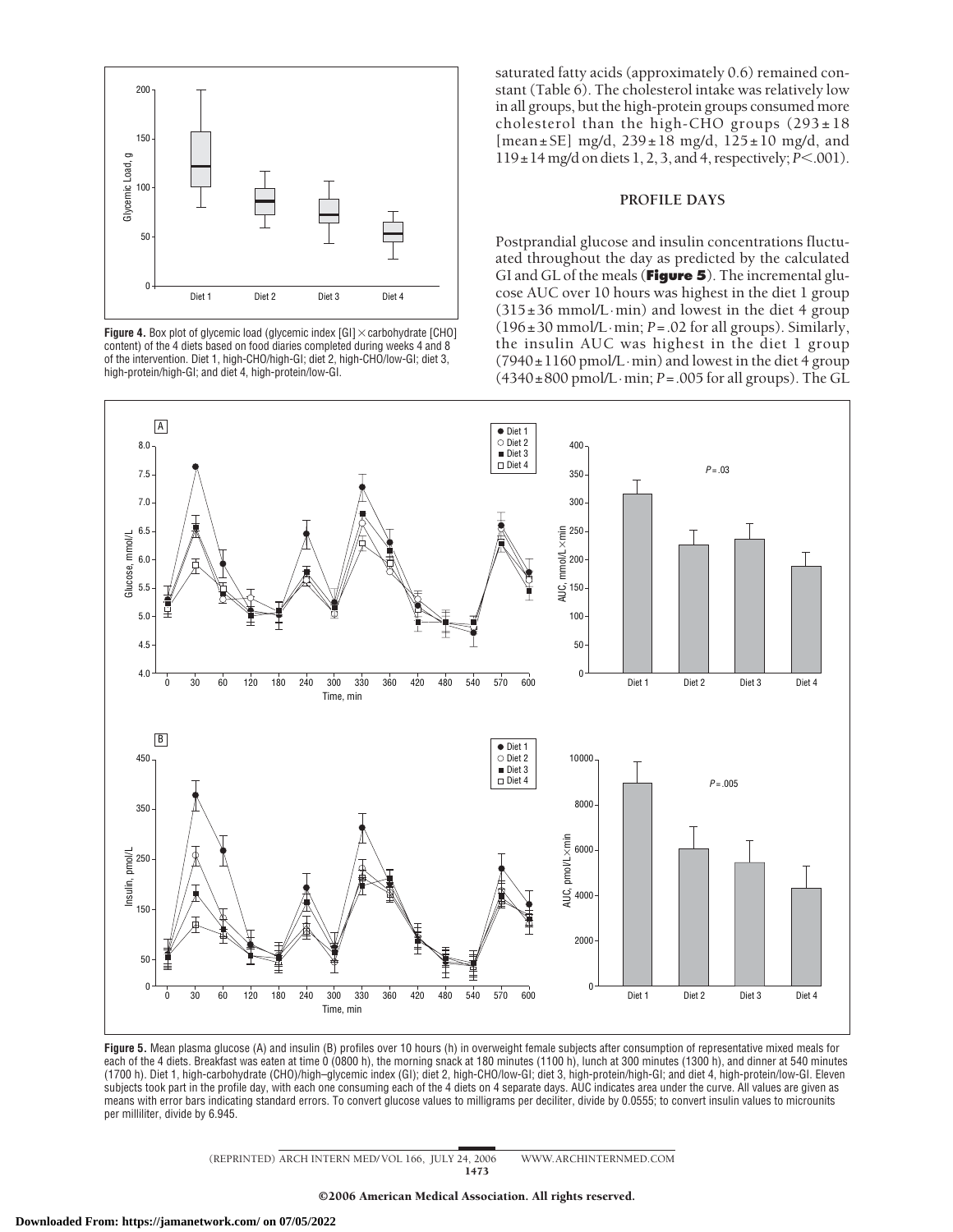**Figure 4.** Box plot of glycemic load (glycemic index [GI] × carbohydrate [CHO] content) of the 4 diets based on food diaries completed during weeks 4 and 8 of the intervention. Diet 1, high-CHO/high-GI; diet 2, high-CHO/low-GI; diet 3, high-protein/high-GI; and diet 4, high-protein/low-GI.

saturated fatty acids (approximately 0.6) remained constant (Table 6). The cholesterol intake was relatively low in all groups, but the high-protein groups consumed more cholesterol than the high-CHO groups (293 ± 18 [mean ± SE] mg/d, 239 ± 18 mg/d, 125 ± 10 mg/d, and 119 ± 14 mg/d on diets 1, 2, 3, and 4, respectively; $P < .001$).

## PROFILE DAYS

Postprandial glucose and insulin concentrations fluctuated throughout the day as predicted by the calculated GI and GL of the meals (**Figure 5**). The incremental glucose AUC over 10 hours was highest in the diet 1 group (315 ± 36 mmol/L·min) and lowest in the diet 4 group (196 ± 30 mmol/L·min; $P = .02$ for all groups). Similarly, the insulin AUC was highest in the diet 1 group (7940 ± 1160 pmol/L·min) and lowest in the diet 4 group (4340 ± 800 pmol/L·min; $P = .005$ for all groups). The GL

**Figure 5.** Mean plasma glucose (A) and insulin (B) profiles over 10 hours (h) in overweight female subjects after consumption of representative mixed meals for each of the 4 diets. Breakfast was eaten at time 0 (0800 h), the morning snack at 180 minutes (1100 h), lunch at 300 minutes (1300 h), and dinner at 540 minutes (1700 h). Diet 1, high-carbohydrate (CHO)/high–glycemic index (GI); diet 2, high-CHO/low-GI; diet 3, high-protein/high-GI; and diet 4, high-protein/low-GI. Eleven subjects took part in the profile day, with each one consuming each of the 4 diets on 4 separate days. AUC indicates area under the curve. All values are given as means with error bars indicating standard errors. To convert glucose values to milligrams per deciliter, divide by 0.0555; to convert insulin values to microunits per milliliter, divide by 6.945.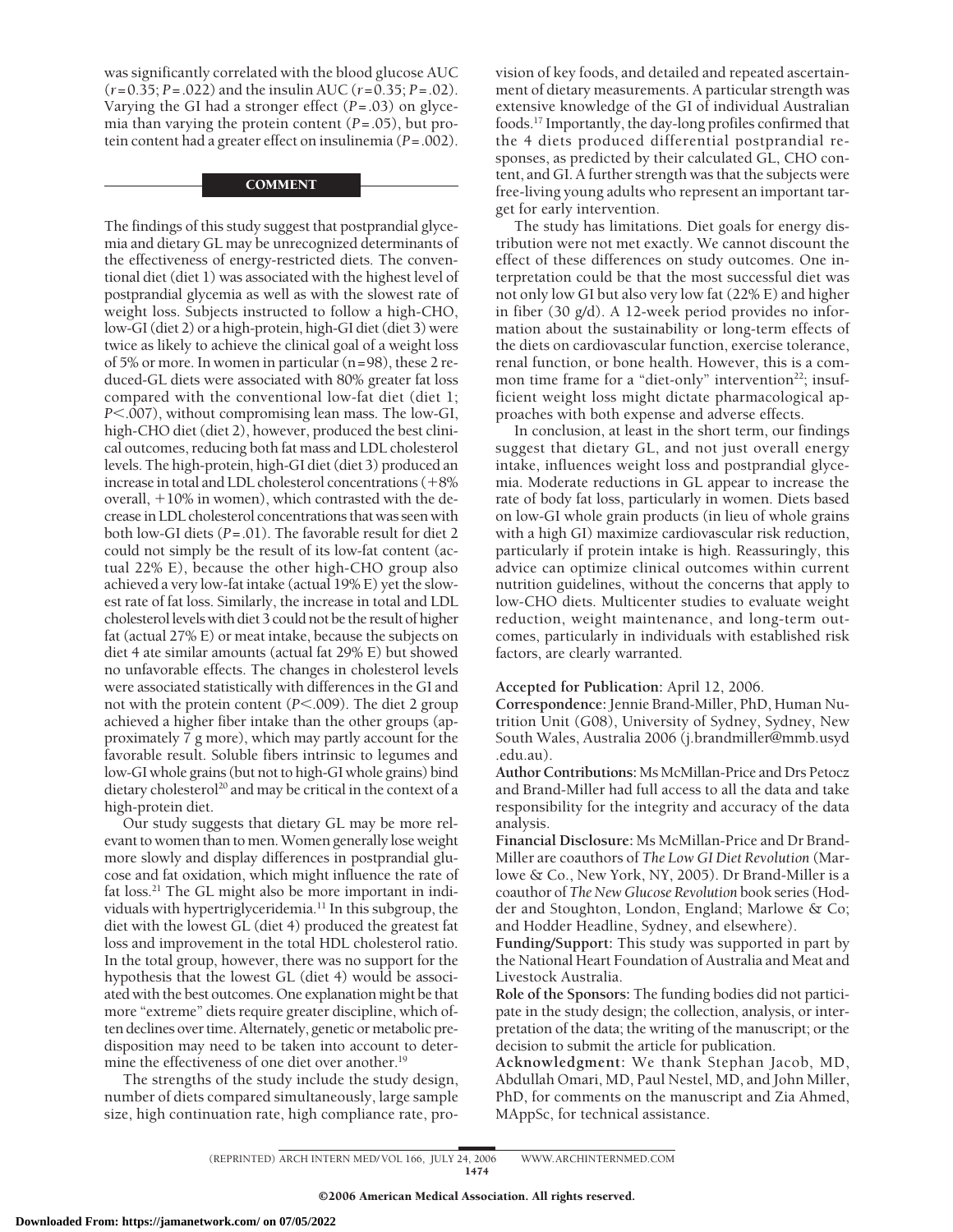was significantly correlated with the blood glucose AUC ($r = 0.35$; $P = .022$) and the insulin AUC ($r = 0.35$; $P = .02$). Varying the GI had a stronger effect ($P = .03$) on glycemia than varying the protein content ($P = .05$), but protein content had a greater effect on insulinemia ($P = .002$).

## COMMENT

The findings of this study suggest that postprandial glycemia and dietary GL may be unrecognized determinants of the effectiveness of energy-restricted diets. The conventional diet (diet 1) was associated with the highest level of postprandial glycemia as well as with the slowest rate of weight loss. Subjects instructed to follow a high-CHO, low-GI (diet 2) or a high-protein, high-GI diet (diet 3) were twice as likely to achieve the clinical goal of a weight loss of 5% or more. In women in particular (n=98), these 2 reduced-GL diets were associated with 80% greater fat loss compared with the conventional low-fat diet (diet 1; $P < .007$), without compromising lean mass. The low-GI, high-CHO diet (diet 2), however, produced the best clinical outcomes, reducing both fat mass and LDL cholesterol levels. The high-protein, high-GI diet (diet 3) produced an increase in total and LDL cholesterol concentrations (+8% overall, +10% in women), which contrasted with the decrease in LDL cholesterol concentrations that was seen with both low-GI diets ($P = .01$). The favorable result for diet 2 could not simply be the result of its low-fat content (actual 22% E), because the other high-CHO group also achieved a very low-fat intake (actual 19% E) yet the slowest rate of fat loss. Similarly, the increase in total and LDL cholesterol levels with diet 3 could not be the result of higher fat (actual 27% E) or meat intake, because the subjects on diet 4 ate similar amounts (actual fat 29% E) but showed no unfavorable effects. The changes in cholesterol levels were associated statistically with differences in the GI and not with the protein content ($P < .009$). The diet 2 group achieved a higher fiber intake than the other groups (approximately 7 g more), which may partly account for the favorable result. Soluble fibers intrinsic to legumes and low-GI whole grains (but not to high-GI whole grains) bind dietary cholesterol[20] and may be critical in the context of a high-protein diet.

Our study suggests that dietary GL may be more relevant to women than to men. Women generally lose weight more slowly and display differences in postprandial glucose and fat oxidation, which might influence the rate of fat loss.[21] The GL might also be more important in individuals with hypertriglyceridemia.[11] In this subgroup, the diet with the lowest GL (diet 4) produced the greatest fat loss and improvement in the total HDL cholesterol ratio. In the total group, however, there was no support for the hypothesis that the lowest GL (diet 4) would be associated with the best outcomes. One explanation might be that more "extreme" diets require greater discipline, which often declines over time. Alternately, genetic or metabolic predisposition may need to be taken into account to determine the effectiveness of one diet over another.[19]

The strengths of the study include the study design, number of diets compared simultaneously, large sample size, high continuation rate, high compliance rate, provision of key foods, and detailed and repeated ascertainment of dietary measurements. A particular strength was extensive knowledge of the GI of individual Australian foods.[17] Importantly, the day-long profiles confirmed that the 4 diets produced differential postprandial responses, as predicted by their calculated GL, CHO content, and GI. A further strength was that the subjects were free-living young adults who represent an important target for early intervention.

The study has limitations. Diet goals for energy distribution were not met exactly. We cannot discount the effect of these differences on study outcomes. One interpretation could be that the most successful diet was not only low GI but also very low fat (22% E) and higher in fiber (30 g/d). A 12-week period provides no information about the sustainability or long-term effects of the diets on cardiovascular function, exercise tolerance, renal function, or bone health. However, this is a common time frame for a "diet-only" intervention[22]; insufficient weight loss might dictate pharmacological approaches with both expense and adverse effects.

In conclusion, at least in the short term, our findings suggest that dietary GL, and not just overall energy intake, influences weight loss and postprandial glycemia. Moderate reductions in GL appear to increase the rate of body fat loss, particularly in women. Diets based on low-GI whole grain products (in lieu of whole grains with a high GI) maximize cardiovascular risk reduction, particularly if protein intake is high. Reassuringly, this advice can optimize clinical outcomes within current nutrition guidelines, without the concerns that apply to low-CHO diets. Multicenter studies to evaluate weight reduction, weight maintenance, and long-term outcomes, particularly in individuals with established risk factors, are clearly warranted.

**Accepted for Publication:** April 12, 2006.

**Correspondence:** Jennie Brand-Miller, PhD, Human Nutrition Unit (G08), University of Sydney, Sydney, New South Wales, Australia 2006 (j.brandmiller@mmb.usyd.edu.au).

**Author Contributions:** Ms McMillan-Price and Drs Petocz and Brand-Miller had full access to all the data and take responsibility for the integrity and accuracy of the data analysis.

**Financial Disclosure:** Ms McMillan-Price and Dr Brand-Miller are coauthors of *The Low GI Diet Revolution* (Marlowe & Co., New York, NY, 2005). Dr Brand-Miller is a coauthor of *The New Glucose Revolution* book series (Hodder and Stoughton, London, England; Marlowe & Co; and Hodder Headline, Sydney, and elsewhere).

**Funding/Support:** This study was supported in part by the National Heart Foundation of Australia and Meat and Livestock Australia.

**Role of the Sponsors:** The funding bodies did not participate in the study design; the collection, analysis, or interpretation of the data; the writing of the manuscript; or the decision to submit the article for publication.

**Acknowledgment:** We thank Stephan Jacob, MD, Abdullah Omari, MD, Paul Nestel, MD, and John Miller, PhD, for comments on the manuscript and Zia Ahmed, MAppSc, for technical assistance.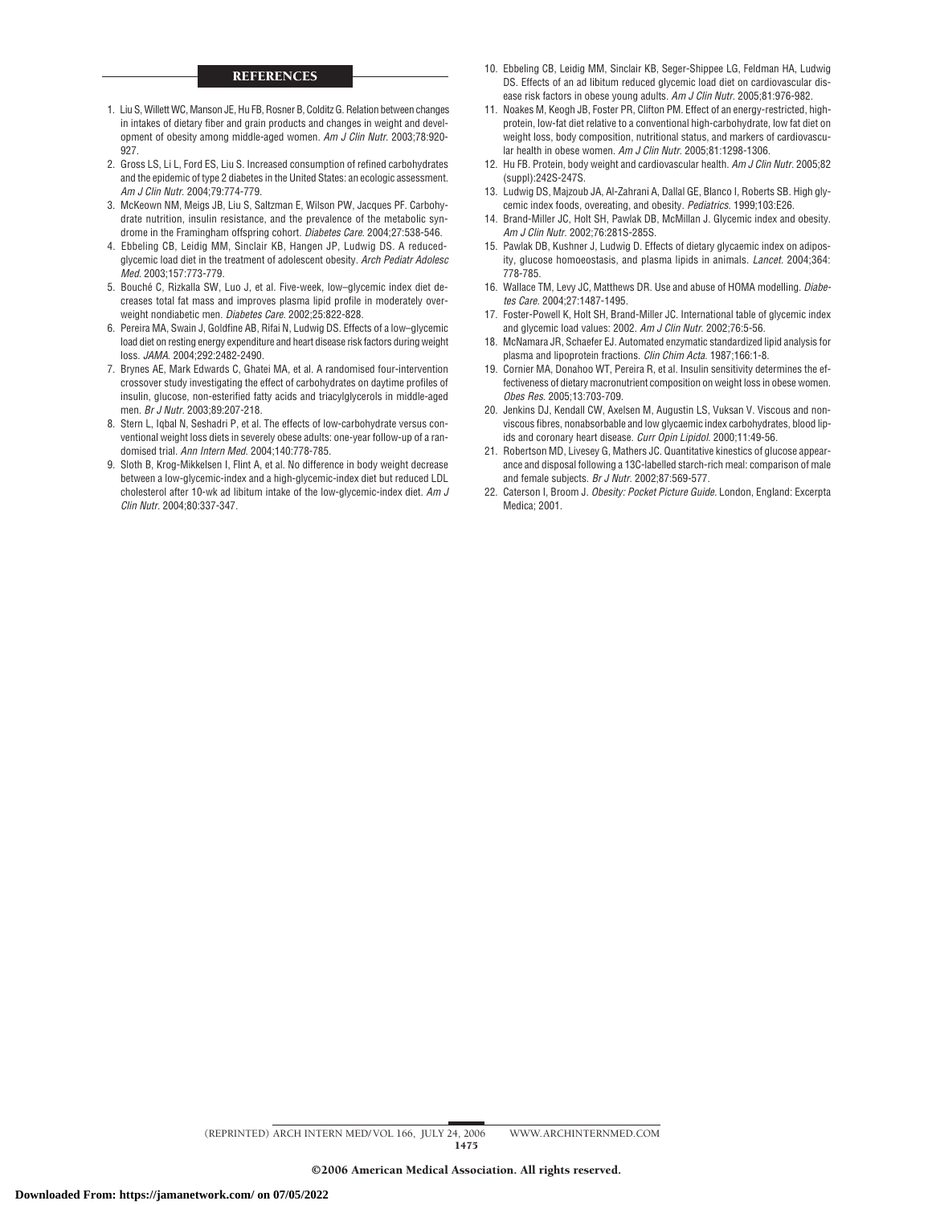## REFERENCES

1. Liu S, Willett WC, Manson JE, Hu FB, Rosner B, Colditz G. Relation between changes in intakes of dietary fiber and grain products and changes in weight and development of obesity among middle-aged women. *Am J Clin Nutr*. 2003;78:920-927.
2. Gross LS, Li L, Ford ES, Liu S. Increased consumption of refined carbohydrates and the epidemic of type 2 diabetes in the United States: an ecologic assessment. *Am J Clin Nutr*. 2004;79:774-779.
3. McKeown NM, Meigs JB, Liu S, Saltzman E, Wilson PW, Jacques PF. Carbohydrate nutrition, insulin resistance, and the prevalence of the metabolic syndrome in the Framingham offspring cohort. *Diabetes Care*. 2004;27:538-546.
4. Ebbeling CB, Leidig MM, Sinclair KB, Hangen JP, Ludwig DS. A reduced-glycemic load diet in the treatment of adolescent obesity. *Arch Pediatr Adolesc Med*. 2003;157:773-779.
5. Bouché C, Rizkalla SW, Luo J, et al. Five-week, low–glycemic index diet decreases total fat mass and improves plasma lipid profile in moderately overweight nondiabetic men. *Diabetes Care*. 2002;25:822-828.
6. Pereira MA, Swain J, Goldfine AB, Rifai N, Ludwig DS. Effects of a low–glycemic load diet on resting energy expenditure and heart disease risk factors during weight loss. *JAMA*. 2004;292:2482-2490.
7. Brynes AE, Mark Edwards C, Ghatei MA, et al. A randomised four-intervention crossover study investigating the effect of carbohydrates on daytime profiles of insulin, glucose, non-esterified fatty acids and triacylglycerols in middle-aged men. *Br J Nutr*. 2003;89:207-218.
8. Stern L, Iqbal N, Seshadri P, et al. The effects of low-carbohydrate versus conventional weight loss diets in severely obese adults: one-year follow-up of a randomised trial. *Ann Intern Med*. 2004;140:778-785.
9. Sloth B, Krog-Mikkelsen I, Flint A, et al. No difference in body weight decrease between a low-glycemic-index and a high-glycemic-index diet but reduced LDL cholesterol after 10-wk ad libitum intake of the low-glycemic-index diet. *Am J Clin Nutr*. 2004;80:337-347.
10. Ebbeling CB, Leidig MM, Sinclair KB, Seger-Shippee LG, Feldman HA, Ludwig DS. Effects of an ad libitum reduced glycemic load diet on cardiovascular disease risk factors in obese young adults. *Am J Clin Nutr*. 2005;81:976-982.
11. Noakes M, Keogh JB, Foster PR, Clifton PM. Effect of an energy-restricted, high-protein, low-fat diet relative to a conventional high-carbohydrate, low fat diet on weight loss, body composition, nutritional status, and markers of cardiovascular health in obese women. *Am J Clin Nutr*. 2005;81:1298-1306.
12. Hu FB. Protein, body weight and cardiovascular health. *Am J Clin Nutr*. 2005;82 (suppl):242S-247S.
13. Ludwig DS, Majzoub JA, Al-Zahrani A, Dallal GE, Blanco I, Roberts SB. High glycemic index foods, overeating, and obesity. *Pediatrics*. 1999;103:E26.
14. Brand-Miller JC, Holt SH, Pawlak DB, McMillan J. Glycemic index and obesity. *Am J Clin Nutr*. 2002;76:281S-285S.
15. Pawlak DB, Kushner J, Ludwig D. Effects of dietary glycaemic index on adiposity, glucose homoeostasis, and plasma lipids in animals. *Lancet*. 2004;364: 778-785.
16. Wallace TM, Levy JC, Matthews DR. Use and abuse of HOMA modelling. *Diabetes Care*. 2004;27:1487-1495.
17. Foster-Powell K, Holt SH, Brand-Miller JC. International table of glycemic index and glycemic load values: 2002. *Am J Clin Nutr*. 2002;76:5-56.
18. McNamara JR, Schaefer EJ. Automated enzymatic standardized lipid analysis for plasma and lipoprotein fractions. *Clin Chim Acta*. 1987;166:1-8.
19. Cornier MA, Donahoo WT, Pereira R, et al. Insulin sensitivity determines the effectiveness of dietary macronutrient composition on weight loss in obese women. *Obes Res*. 2005;13:703-709.
20. Jenkins DJ, Kendall CW, Axelsen M, Augustin LS, Vuksan V. Viscous and nonviscous fibres, nonabsorbable and low glycaemic index carbohydrates, blood lipids and coronary heart disease. *Curr Opin Lipidol*. 2000;11:49-56.
21. Robertson MD, Livesey G, Mathers JC. Quantitative kinetics of glucose appearance and disposal following a 13C-labelled starch-rich meal: comparison of male and female subjects. *Br J Nutr*. 2002;87:569-577.
22. Caterson I, Broom J. *Obesity: Pocket Picture Guide*. London, England: Excerpta Medica; 2001.